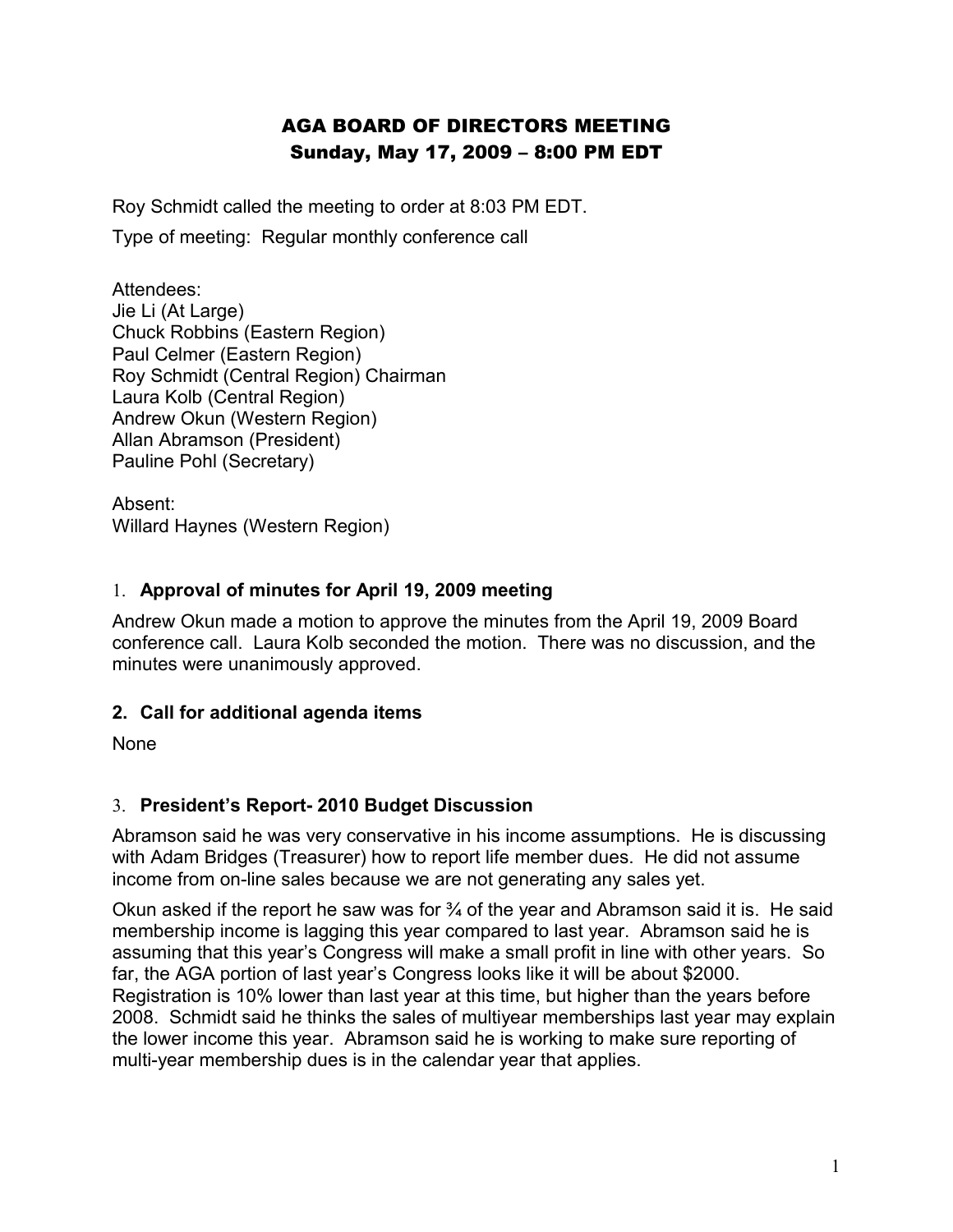# AGA BOARD OF DIRECTORS MEETING
## Sunday, May 17, 2009 – 8:00 PM EDT

Roy Schmidt called the meeting to order at 8:03 PM EDT.

Type of meeting: Regular monthly conference call

Attendees:
Jie Li (At Large)
Chuck Robbins (Eastern Region)
Paul Celmer (Eastern Region)
Roy Schmidt (Central Region) Chairman
Laura Kolb (Central Region)
Andrew Okun (Western Region)
Allan Abramson (President)
Pauline Pohl (Secretary)

Absent:
Willard Haynes (Western Region)

### 1. Approval of minutes for April 19, 2009 meeting

Andrew Okun made a motion to approve the minutes from the April 19, 2009 Board conference call. Laura Kolb seconded the motion. There was no discussion, and the minutes were unanimously approved.

### 2. Call for additional agenda items

None

### 3. President's Report- 2010 Budget Discussion

Abramson said he was very conservative in his income assumptions. He is discussing with Adam Bridges (Treasurer) how to report life member dues. He did not assume income from on-line sales because we are not generating any sales yet.

Okun asked if the report he saw was for ¾ of the year and Abramson said it is. He said membership income is lagging this year compared to last year. Abramson said he is assuming that this year's Congress will make a small profit in line with other years. So far, the AGA portion of last year's Congress looks like it will be about $2000. Registration is 10% lower than last year at this time, but higher than the years before 2008. Schmidt said he thinks the sales of multiyear memberships last year may explain the lower income this year. Abramson said he is working to make sure reporting of multi-year membership dues is in the calendar year that applies.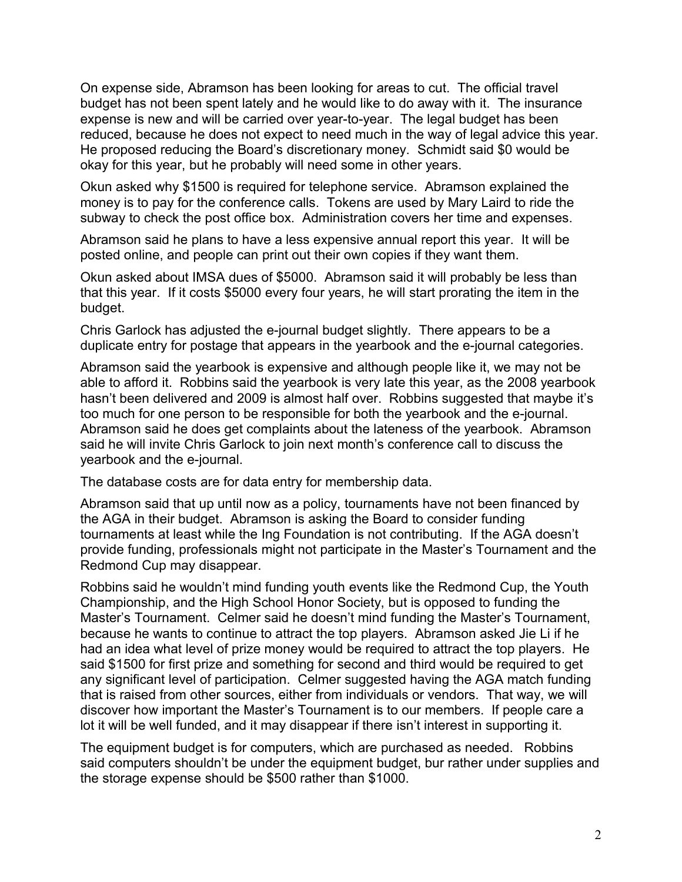On expense side, Abramson has been looking for areas to cut. The official travel budget has not been spent lately and he would like to do away with it. The insurance expense is new and will be carried over year-to-year. The legal budget has been reduced, because he does not expect to need much in the way of legal advice this year. He proposed reducing the Board's discretionary money. Schmidt said $0 would be okay for this year, but he probably will need some in other years.

Okun asked why $1500 is required for telephone service. Abramson explained the money is to pay for the conference calls. Tokens are used by Mary Laird to ride the subway to check the post office box. Administration covers her time and expenses.

Abramson said he plans to have a less expensive annual report this year. It will be posted online, and people can print out their own copies if they want them.

Okun asked about IMSA dues of $5000. Abramson said it will probably be less than that this year. If it costs $5000 every four years, he will start prorating the item in the budget.

Chris Garlock has adjusted the e-journal budget slightly. There appears to be a duplicate entry for postage that appears in the yearbook and the e-journal categories.

Abramson said the yearbook is expensive and although people like it, we may not be able to afford it. Robbins said the yearbook is very late this year, as the 2008 yearbook hasn't been delivered and 2009 is almost half over. Robbins suggested that maybe it's too much for one person to be responsible for both the yearbook and the e-journal. Abramson said he does get complaints about the lateness of the yearbook. Abramson said he will invite Chris Garlock to join next month's conference call to discuss the yearbook and the e-journal.

The database costs are for data entry for membership data.

Abramson said that up until now as a policy, tournaments have not been financed by the AGA in their budget. Abramson is asking the Board to consider funding tournaments at least while the Ing Foundation is not contributing. If the AGA doesn't provide funding, professionals might not participate in the Master's Tournament and the Redmond Cup may disappear.

Robbins said he wouldn't mind funding youth events like the Redmond Cup, the Youth Championship, and the High School Honor Society, but is opposed to funding the Master's Tournament. Celmer said he doesn't mind funding the Master's Tournament, because he wants to continue to attract the top players. Abramson asked Jie Li if he had an idea what level of prize money would be required to attract the top players. He said $1500 for first prize and something for second and third would be required to get any significant level of participation. Celmer suggested having the AGA match funding that is raised from other sources, either from individuals or vendors. That way, we will discover how important the Master's Tournament is to our members. If people care a lot it will be well funded, and it may disappear if there isn't interest in supporting it.

The equipment budget is for computers, which are purchased as needed. Robbins said computers shouldn't be under the equipment budget, bur rather under supplies and the storage expense should be $500 rather than $1000.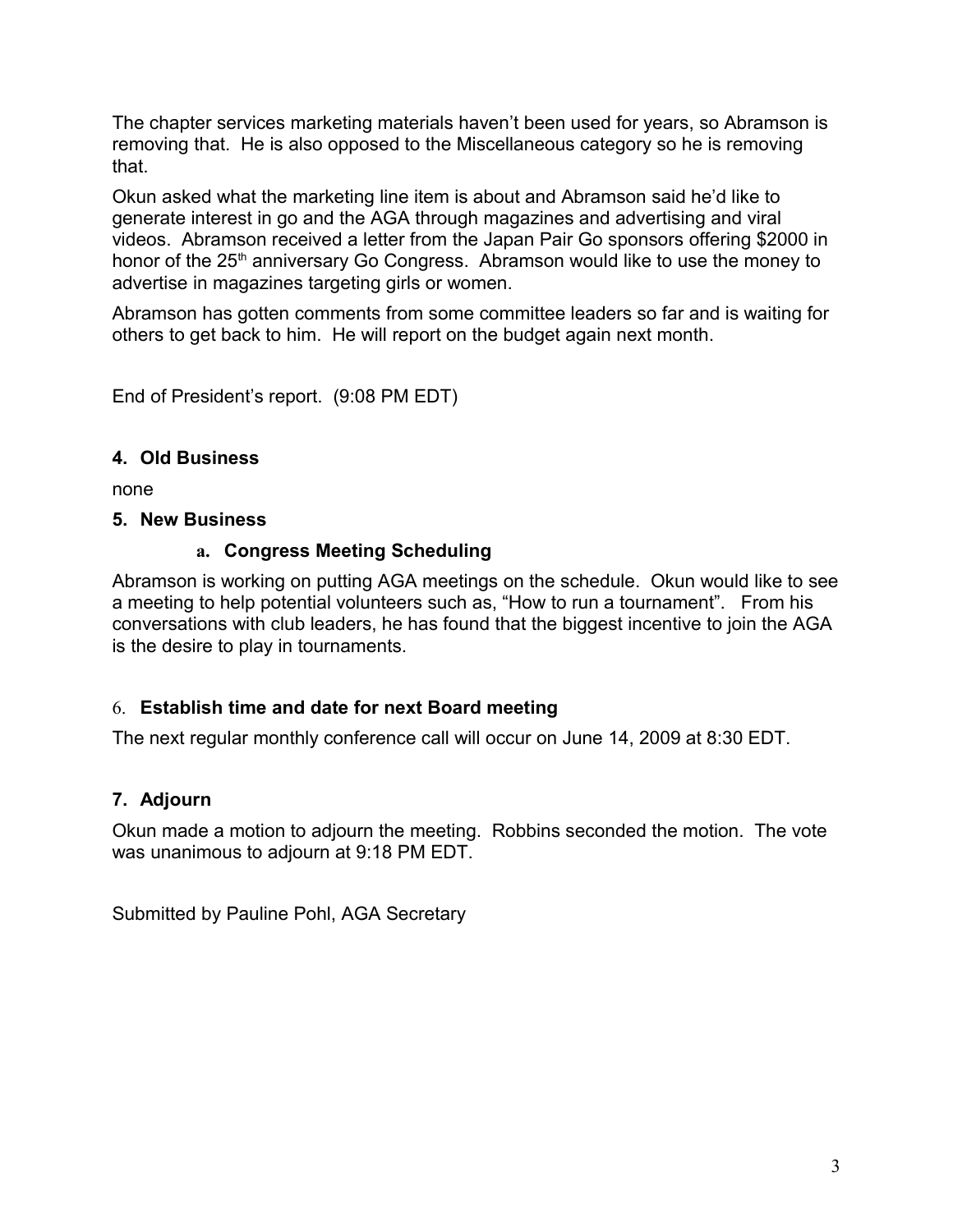The chapter services marketing materials haven't been used for years, so Abramson is removing that. He is also opposed to the Miscellaneous category so he is removing that.

Okun asked what the marketing line item is about and Abramson said he'd like to generate interest in go and the AGA through magazines and advertising and viral videos. Abramson received a letter from the Japan Pair Go sponsors offering $2000 in honor of the 25th anniversary Go Congress. Abramson would like to use the money to advertise in magazines targeting girls or women.

Abramson has gotten comments from some committee leaders so far and is waiting for others to get back to him. He will report on the budget again next month.

End of President's report. (9:08 PM EDT)

## 4. Old Business

none

## 5. New Business

### a. Congress Meeting Scheduling

Abramson is working on putting AGA meetings on the schedule. Okun would like to see a meeting to help potential volunteers such as, "How to run a tournament". From his conversations with club leaders, he has found that the biggest incentive to join the AGA is the desire to play in tournaments.

## 6. Establish time and date for next Board meeting

The next regular monthly conference call will occur on June 14, 2009 at 8:30 EDT.

## 7. Adjourn

Okun made a motion to adjourn the meeting. Robbins seconded the motion. The vote was unanimous to adjourn at 9:18 PM EDT.

Submitted by Pauline Pohl, AGA Secretary